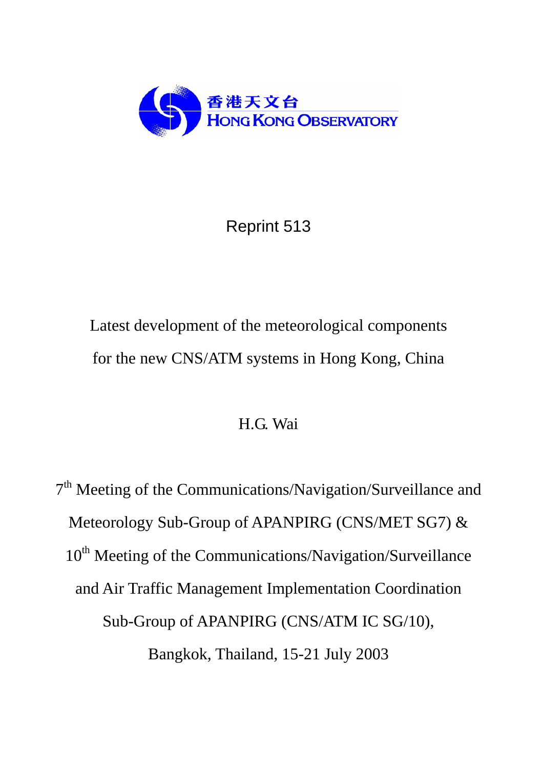香港天文台
HONG KONG OBSERVATORY

Reprint 513

# Latest development of the meteorological components for the new CNS/ATM systems in Hong Kong, China

H.G. Wai

7th Meeting of the Communications/Navigation/Surveillance and Meteorology Sub-Group of APANPIRG (CNS/MET SG7) & 10th Meeting of the Communications/Navigation/Surveillance and Air Traffic Management Implementation Coordination Sub-Group of APANPIRG (CNS/ATM IC SG/10), Bangkok, Thailand, 15-21 July 2003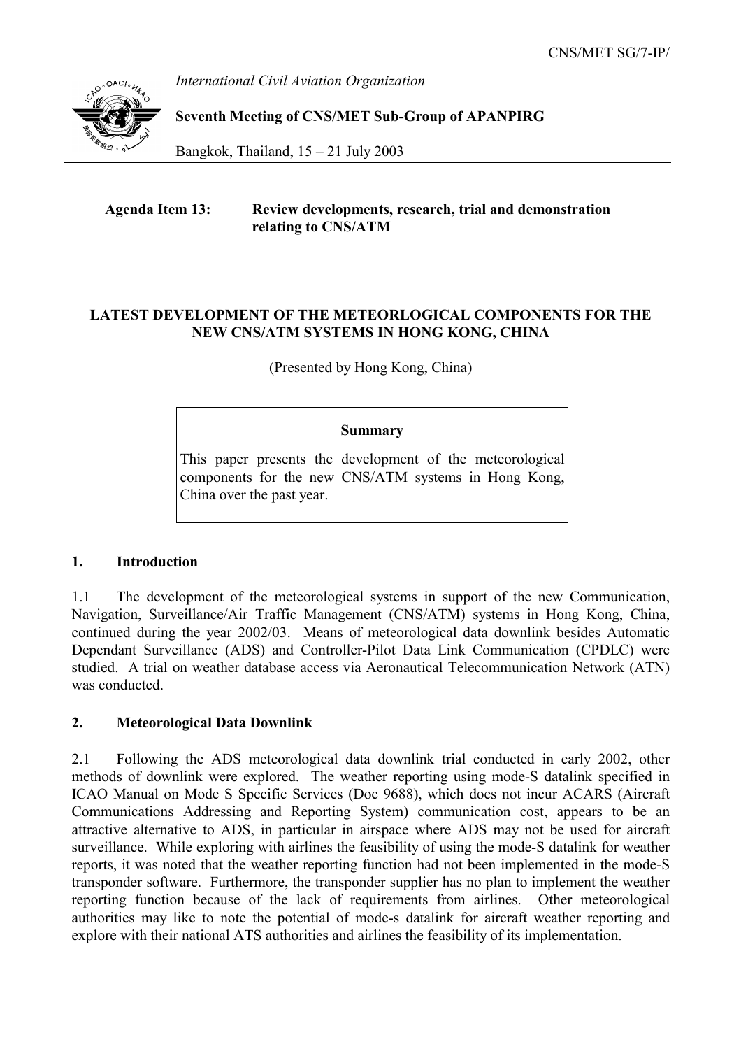CNS/MET SG/7-IP/

*International Civil Aviation Organization*

**Seventh Meeting of CNS/MET Sub-Group of APANPIRG**

Bangkok, Thailand, 15 – 21 July 2003

**Agenda Item 13: Review developments, research, trial and demonstration relating to CNS/ATM**

**LATEST DEVELOPMENT OF THE METEORLOGICAL COMPONENTS FOR THE NEW CNS/ATM SYSTEMS IN HONG KONG, CHINA**

(Presented by Hong Kong, China)

> **Summary**
>
> This paper presents the development of the meteorological components for the new CNS/ATM systems in Hong Kong, China over the past year.

## 1. Introduction

1.1 The development of the meteorological systems in support of the new Communication, Navigation, Surveillance/Air Traffic Management (CNS/ATM) systems in Hong Kong, China, continued during the year 2002/03. Means of meteorological data downlink besides Automatic Dependant Surveillance (ADS) and Controller-Pilot Data Link Communication (CPDLC) were studied. A trial on weather database access via Aeronautical Telecommunication Network (ATN) was conducted.

## 2. Meteorological Data Downlink

2.1 Following the ADS meteorological data downlink trial conducted in early 2002, other methods of downlink were explored. The weather reporting using mode-S datalink specified in ICAO Manual on Mode S Specific Services (Doc 9688), which does not incur ACARS (Aircraft Communications Addressing and Reporting System) communication cost, appears to be an attractive alternative to ADS, in particular in airspace where ADS may not be used for aircraft surveillance. While exploring with airlines the feasibility of using the mode-S datalink for weather reports, it was noted that the weather reporting function had not been implemented in the mode-S transponder software. Furthermore, the transponder supplier has no plan to implement the weather reporting function because of the lack of requirements from airlines. Other meteorological authorities may like to note the potential of mode-s datalink for aircraft weather reporting and explore with their national ATS authorities and airlines the feasibility of its implementation.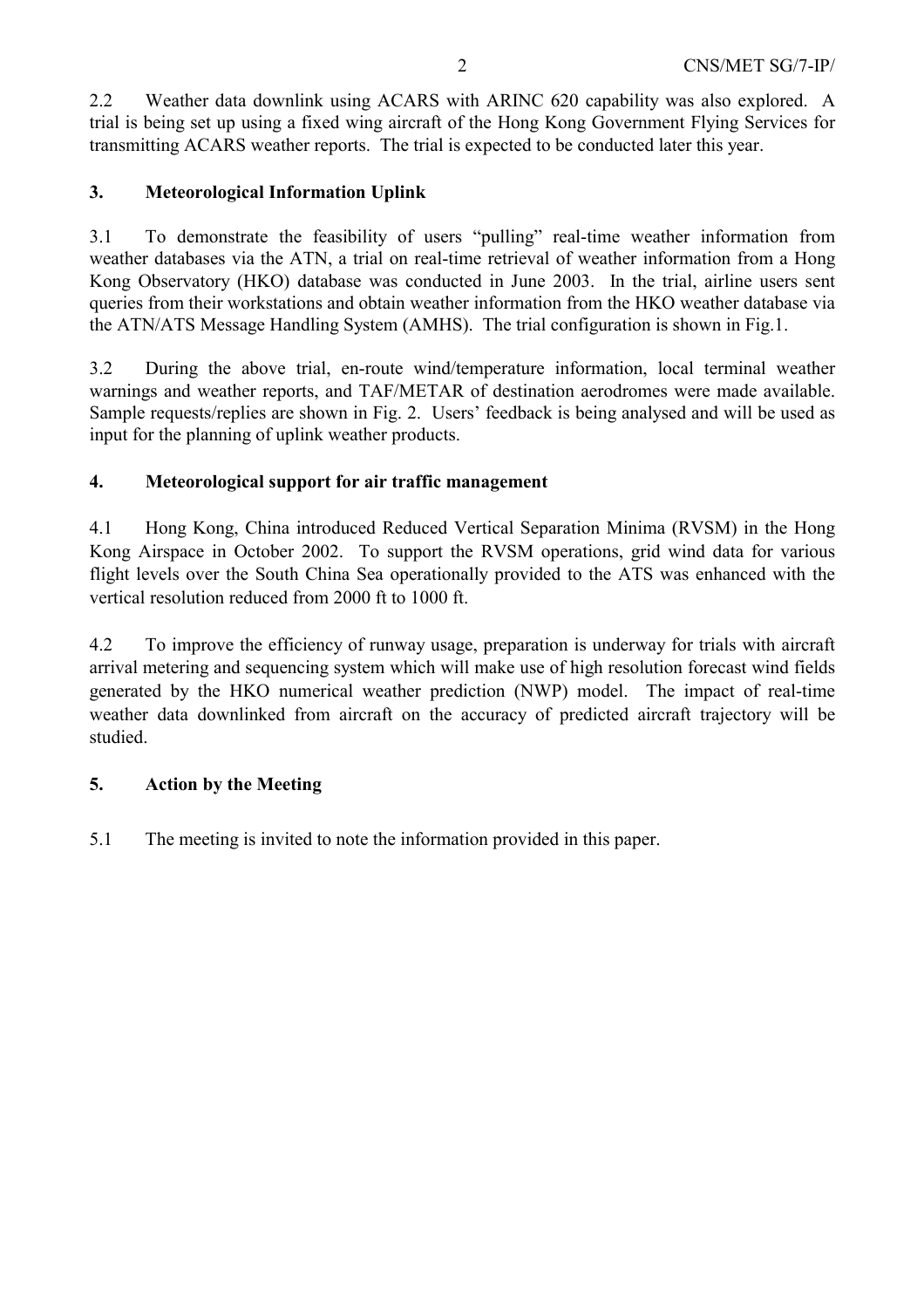2.2 Weather data downlink using ACARS with ARINC 620 capability was also explored. A trial is being set up using a fixed wing aircraft of the Hong Kong Government Flying Services for transmitting ACARS weather reports. The trial is expected to be conducted later this year.

## 3. Meteorological Information Uplink

3.1 To demonstrate the feasibility of users "pulling" real-time weather information from weather databases via the ATN, a trial on real-time retrieval of weather information from a Hong Kong Observatory (HKO) database was conducted in June 2003. In the trial, airline users sent queries from their workstations and obtain weather information from the HKO weather database via the ATN/ATS Message Handling System (AMHS). The trial configuration is shown in Fig.1.

3.2 During the above trial, en-route wind/temperature information, local terminal weather warnings and weather reports, and TAF/METAR of destination aerodromes were made available. Sample requests/replies are shown in Fig. 2. Users' feedback is being analysed and will be used as input for the planning of uplink weather products.

## 4. Meteorological support for air traffic management

4.1 Hong Kong, China introduced Reduced Vertical Separation Minima (RVSM) in the Hong Kong Airspace in October 2002. To support the RVSM operations, grid wind data for various flight levels over the South China Sea operationally provided to the ATS was enhanced with the vertical resolution reduced from 2000 ft to 1000 ft.

4.2 To improve the efficiency of runway usage, preparation is underway for trials with aircraft arrival metering and sequencing system which will make use of high resolution forecast wind fields generated by the HKO numerical weather prediction (NWP) model. The impact of real-time weather data downlinked from aircraft on the accuracy of predicted aircraft trajectory will be studied.

## 5. Action by the Meeting

5.1 The meeting is invited to note the information provided in this paper.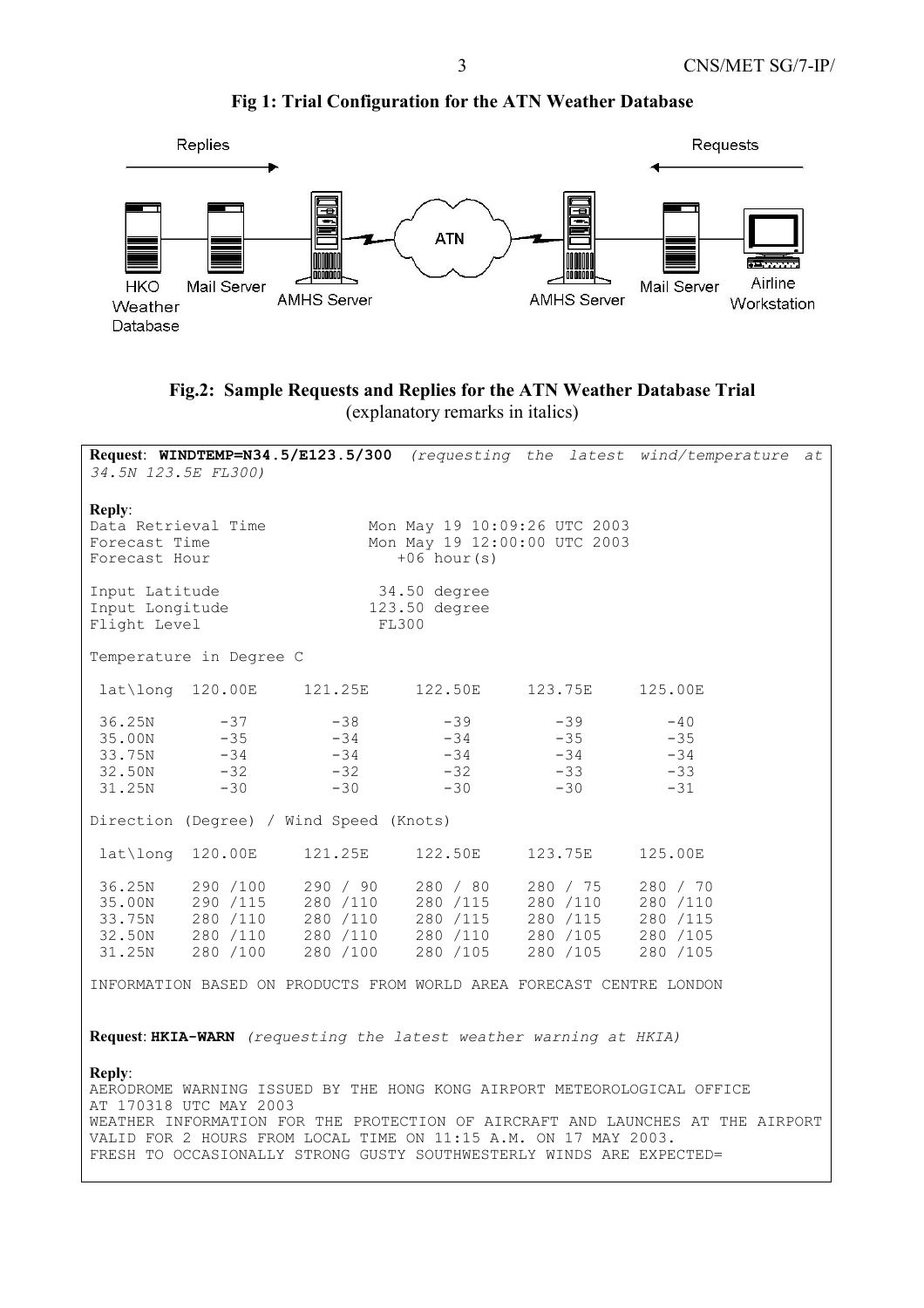**Fig 1: Trial Configuration for the ATN Weather Database**

Replies

Requests

HKO Weather Database

Mail Server

AMHS Server

ATN

AMHS Server

Mail Server

Airline Workstation

**Fig.2: Sample Requests and Replies for the ATN Weather Database Trial**
(explanatory remarks in italics)

**Request**: **WINDTEMP=N34.5/E123.5/300** *(requesting the latest wind/temperature at 34.5N 123.5E FL300)*

**Reply**:

```
Data Retrieval Time           Mon May 19 10:09:26 UTC 2003
Forecast Time                 Mon May 19 12:00:00 UTC 2003
Forecast Hour                    +06 hour(s)

Input Latitude                 34.50 degree
Input Longitude               123.50 degree
Flight Level                   FL300

Temperature in Degree C

 lat\long  120.00E     121.25E     122.50E     123.75E     125.00E

 36.25N       -37         -38         -39         -39         -40
 35.00N       -35         -34         -34         -35         -35
 33.75N       -34         -34         -34         -34         -34
 32.50N       -32         -32         -32         -33         -33
 31.25N       -30         -30         -30         -30         -31

Direction (Degree) / Wind Speed (Knots)

 lat\long  120.00E     121.25E     122.50E     123.75E     125.00E

 36.25N    290 /100    290 / 90    280 / 80    280 / 75    280 / 70
 35.00N    290 /115    280 /110    280 /115    280 /110    280 /110
 33.75N    280 /110    280 /110    280 /115    280 /115    280 /115
 32.50N    280 /110    280 /110    280 /110    280 /105    280 /105
 31.25N    280 /100    280 /100    280 /105    280 /105    280 /105

INFORMATION BASED ON PRODUCTS FROM WORLD AREA FORECAST CENTRE LONDON
```

**Request**: **HKIA-WARN** *(requesting the latest weather warning at HKIA)*

**Reply**:

```
AERODROME WARNING ISSUED BY THE HONG KONG AIRPORT METEOROLOGICAL OFFICE
AT 170318 UTC MAY 2003
WEATHER INFORMATION FOR THE PROTECTION OF AIRCRAFT AND LAUNCHES AT THE AIRPORT
VALID FOR 2 HOURS FROM LOCAL TIME ON 11:15 A.M. ON 17 MAY 2003.
FRESH TO OCCASIONALLY STRONG GUSTY SOUTHWESTERLY WINDS ARE EXPECTED=
```